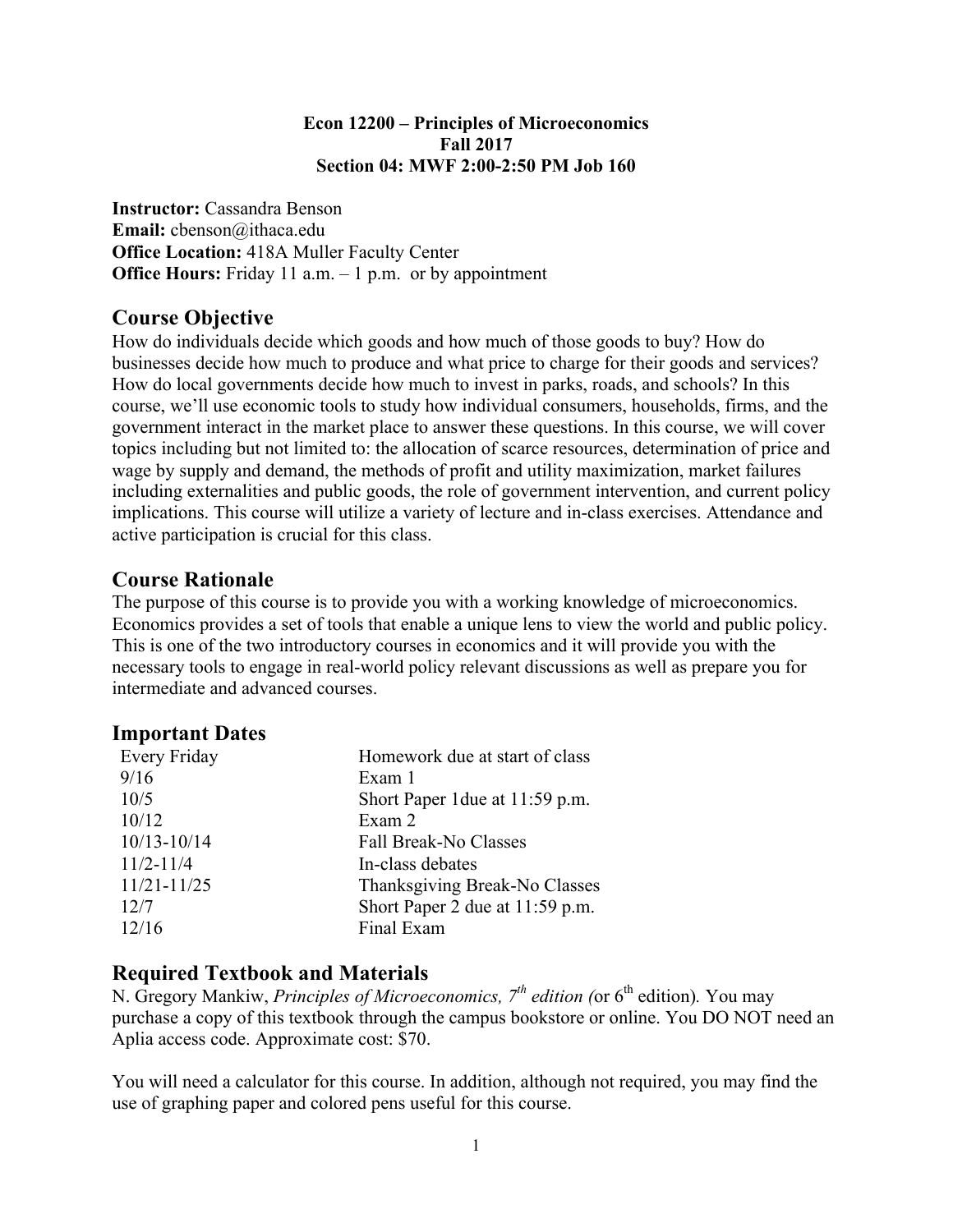**Econ 12200 – Principles of Microeconomics**
**Fall 2017**
**Section 04: MWF 2:00-2:50 PM Job 160**

**Instructor:** Cassandra Benson
**Email:** cbenson@ithaca.edu
**Office Location:** 418A Muller Faculty Center
**Office Hours:** Friday 11 a.m. – 1 p.m. or by appointment

## Course Objective

How do individuals decide which goods and how much of those goods to buy? How do businesses decide how much to produce and what price to charge for their goods and services? How do local governments decide how much to invest in parks, roads, and schools? In this course, we'll use economic tools to study how individual consumers, households, firms, and the government interact in the market place to answer these questions. In this course, we will cover topics including but not limited to: the allocation of scarce resources, determination of price and wage by supply and demand, the methods of profit and utility maximization, market failures including externalities and public goods, the role of government intervention, and current policy implications. This course will utilize a variety of lecture and in-class exercises. Attendance and active participation is crucial for this class.

## Course Rationale

The purpose of this course is to provide you with a working knowledge of microeconomics. Economics provides a set of tools that enable a unique lens to view the world and public policy. This is one of the two introductory courses in economics and it will provide you with the necessary tools to engage in real-world policy relevant discussions as well as prepare you for intermediate and advanced courses.

## Important Dates

| | |
|---|---|
| Every Friday | Homework due at start of class |
| 9/16 | Exam 1 |
| 10/5 | Short Paper 1due at 11:59 p.m. |
| 10/12 | Exam 2 |
| 10/13-10/14 | Fall Break-No Classes |
| 11/2-11/4 | In-class debates |
| 11/21-11/25 | Thanksgiving Break-No Classes |
| 12/7 | Short Paper 2 due at 11:59 p.m. |
| 12/16 | Final Exam |

## Required Textbook and Materials

N. Gregory Mankiw, *Principles of Microeconomics, 7th edition (*or 6th edition). You may purchase a copy of this textbook through the campus bookstore or online. You DO NOT need an Aplia access code. Approximate cost: $70.

You will need a calculator for this course. In addition, although not required, you may find the use of graphing paper and colored pens useful for this course.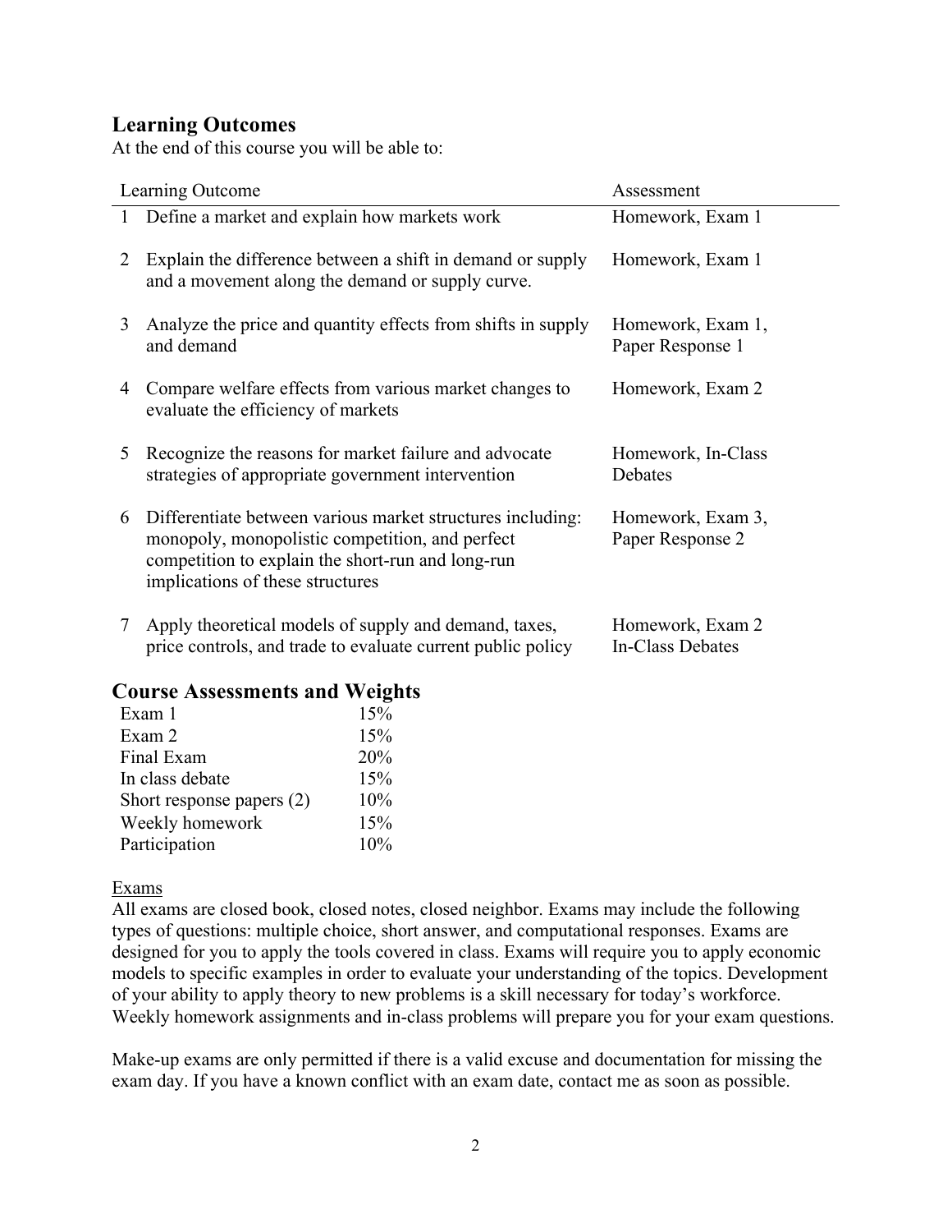## Learning Outcomes

At the end of this course you will be able to:

| | Learning Outcome | Assessment |
|---|---|---|
| 1 | Define a market and explain how markets work | Homework, Exam 1 |
| 2 | Explain the difference between a shift in demand or supply and a movement along the demand or supply curve. | Homework, Exam 1 |
| 3 | Analyze the price and quantity effects from shifts in supply and demand | Homework, Exam 1, Paper Response 1 |
| 4 | Compare welfare effects from various market changes to evaluate the efficiency of markets | Homework, Exam 2 |
| 5 | Recognize the reasons for market failure and advocate strategies of appropriate government intervention | Homework, In-Class Debates |
| 6 | Differentiate between various market structures including: monopoly, monopolistic competition, and perfect competition to explain the short-run and long-run implications of these structures | Homework, Exam 3, Paper Response 2 |
| 7 | Apply theoretical models of supply and demand, taxes, price controls, and trade to evaluate current public policy | Homework, Exam 2 In-Class Debates |

## Course Assessments and Weights

| | |
|---|---|
| Exam 1 | 15% |
| Exam 2 | 15% |
| Final Exam | 20% |
| In class debate | 15% |
| Short response papers (2) | 10% |
| Weekly homework | 15% |
| Participation | 10% |

### Exams

All exams are closed book, closed notes, closed neighbor. Exams may include the following types of questions: multiple choice, short answer, and computational responses. Exams are designed for you to apply the tools covered in class. Exams will require you to apply economic models to specific examples in order to evaluate your understanding of the topics. Development of your ability to apply theory to new problems is a skill necessary for today's workforce. Weekly homework assignments and in-class problems will prepare you for your exam questions.

Make-up exams are only permitted if there is a valid excuse and documentation for missing the exam day. If you have a known conflict with an exam date, contact me as soon as possible.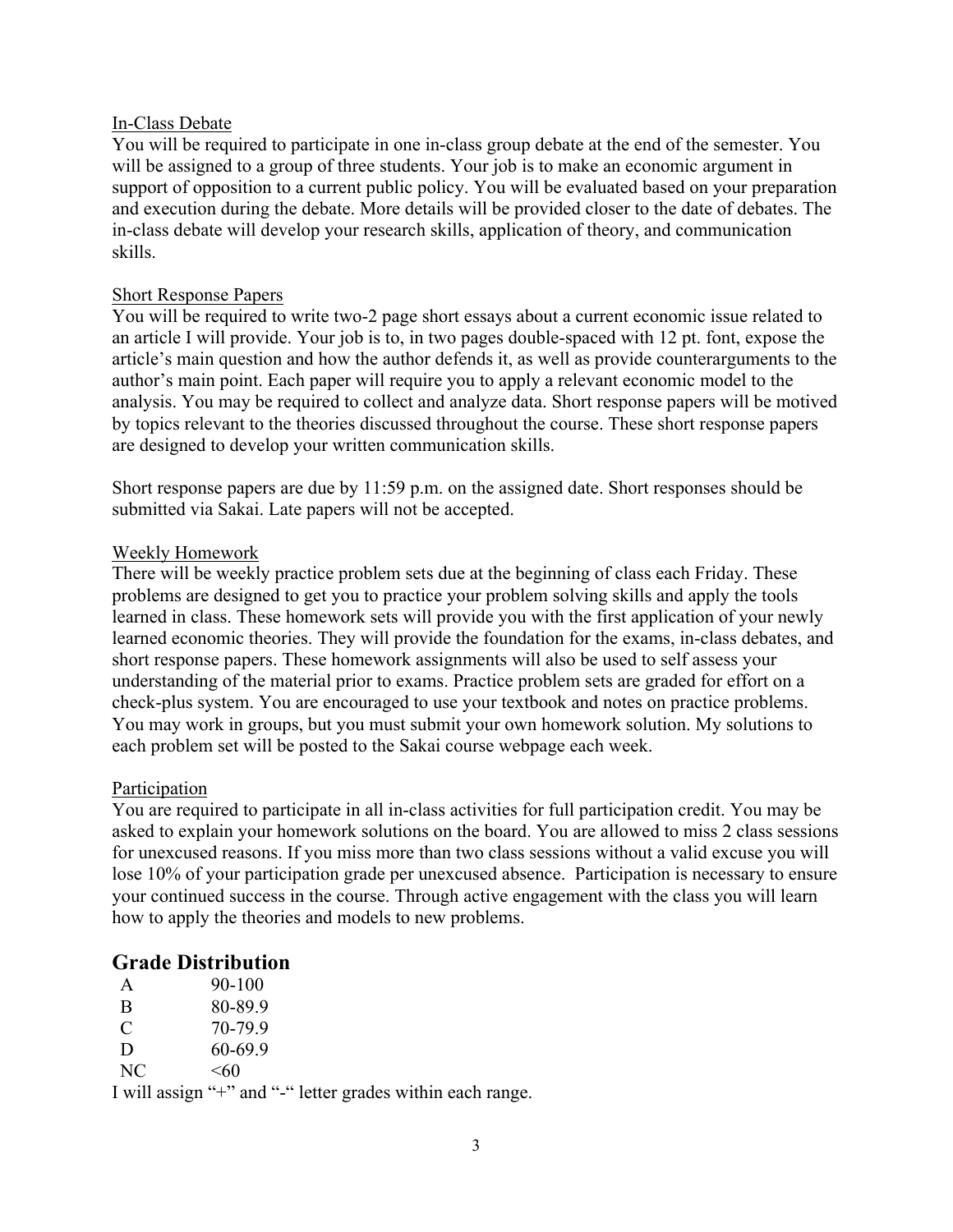## In-Class Debate

You will be required to participate in one in-class group debate at the end of the semester. You will be assigned to a group of three students. Your job is to make an economic argument in support of opposition to a current public policy. You will be evaluated based on your preparation and execution during the debate. More details will be provided closer to the date of debates. The in-class debate will develop your research skills, application of theory, and communication skills.

## Short Response Papers

You will be required to write two-2 page short essays about a current economic issue related to an article I will provide. Your job is to, in two pages double-spaced with 12 pt. font, expose the article's main question and how the author defends it, as well as provide counterarguments to the author's main point. Each paper will require you to apply a relevant economic model to the analysis. You may be required to collect and analyze data. Short response papers will be motived by topics relevant to the theories discussed throughout the course. These short response papers are designed to develop your written communication skills.

Short response papers are due by 11:59 p.m. on the assigned date. Short responses should be submitted via Sakai. Late papers will not be accepted.

## Weekly Homework

There will be weekly practice problem sets due at the beginning of class each Friday. These problems are designed to get you to practice your problem solving skills and apply the tools learned in class. These homework sets will provide you with the first application of your newly learned economic theories. They will provide the foundation for the exams, in-class debates, and short response papers. These homework assignments will also be used to self assess your understanding of the material prior to exams. Practice problem sets are graded for effort on a check-plus system. You are encouraged to use your textbook and notes on practice problems. You may work in groups, but you must submit your own homework solution. My solutions to each problem set will be posted to the Sakai course webpage each week.

## Participation

You are required to participate in all in-class activities for full participation credit. You may be asked to explain your homework solutions on the board. You are allowed to miss 2 class sessions for unexcused reasons. If you miss more than two class sessions without a valid excuse you will lose 10% of your participation grade per unexcused absence. Participation is necessary to ensure your continued success in the course. Through active engagement with the class you will learn how to apply the theories and models to new problems.

# Grade Distribution

| Grade | Range |
|---|---|
| A | 90-100 |
| B | 80-89.9 |
| C | 70-79.9 |
| D | 60-69.9 |
| NC | <60 |

I will assign "+" and "-" letter grades within each range.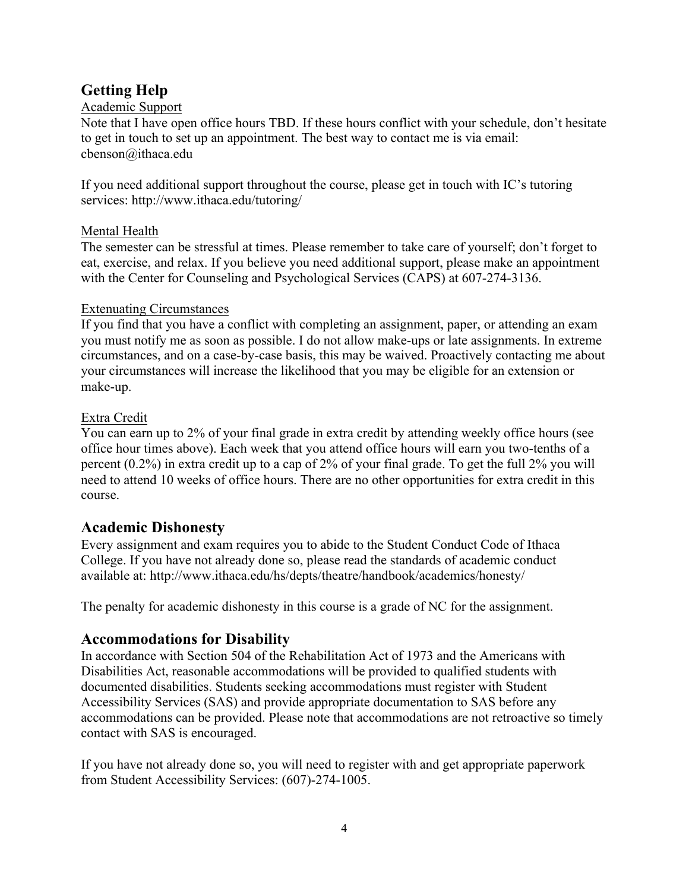## Getting Help

### Academic Support

Note that I have open office hours TBD. If these hours conflict with your schedule, don't hesitate to get in touch to set up an appointment. The best way to contact me is via email: cbenson@ithaca.edu

If you need additional support throughout the course, please get in touch with IC's tutoring services: http://www.ithaca.edu/tutoring/

### Mental Health

The semester can be stressful at times. Please remember to take care of yourself; don't forget to eat, exercise, and relax. If you believe you need additional support, please make an appointment with the Center for Counseling and Psychological Services (CAPS) at 607-274-3136.

### Extenuating Circumstances

If you find that you have a conflict with completing an assignment, paper, or attending an exam you must notify me as soon as possible. I do not allow make-ups or late assignments. In extreme circumstances, and on a case-by-case basis, this may be waived. Proactively contacting me about your circumstances will increase the likelihood that you may be eligible for an extension or make-up.

### Extra Credit

You can earn up to 2% of your final grade in extra credit by attending weekly office hours (see office hour times above). Each week that you attend office hours will earn you two-tenths of a percent (0.2%) in extra credit up to a cap of 2% of your final grade. To get the full 2% you will need to attend 10 weeks of office hours. There are no other opportunities for extra credit in this course.

## Academic Dishonesty

Every assignment and exam requires you to abide to the Student Conduct Code of Ithaca College. If you have not already done so, please read the standards of academic conduct available at: http://www.ithaca.edu/hs/depts/theatre/handbook/academics/honesty/

The penalty for academic dishonesty in this course is a grade of NC for the assignment.

## Accommodations for Disability

In accordance with Section 504 of the Rehabilitation Act of 1973 and the Americans with Disabilities Act, reasonable accommodations will be provided to qualified students with documented disabilities. Students seeking accommodations must register with Student Accessibility Services (SAS) and provide appropriate documentation to SAS before any accommodations can be provided. Please note that accommodations are not retroactive so timely contact with SAS is encouraged.

If you have not already done so, you will need to register with and get appropriate paperwork from Student Accessibility Services: (607)-274-1005.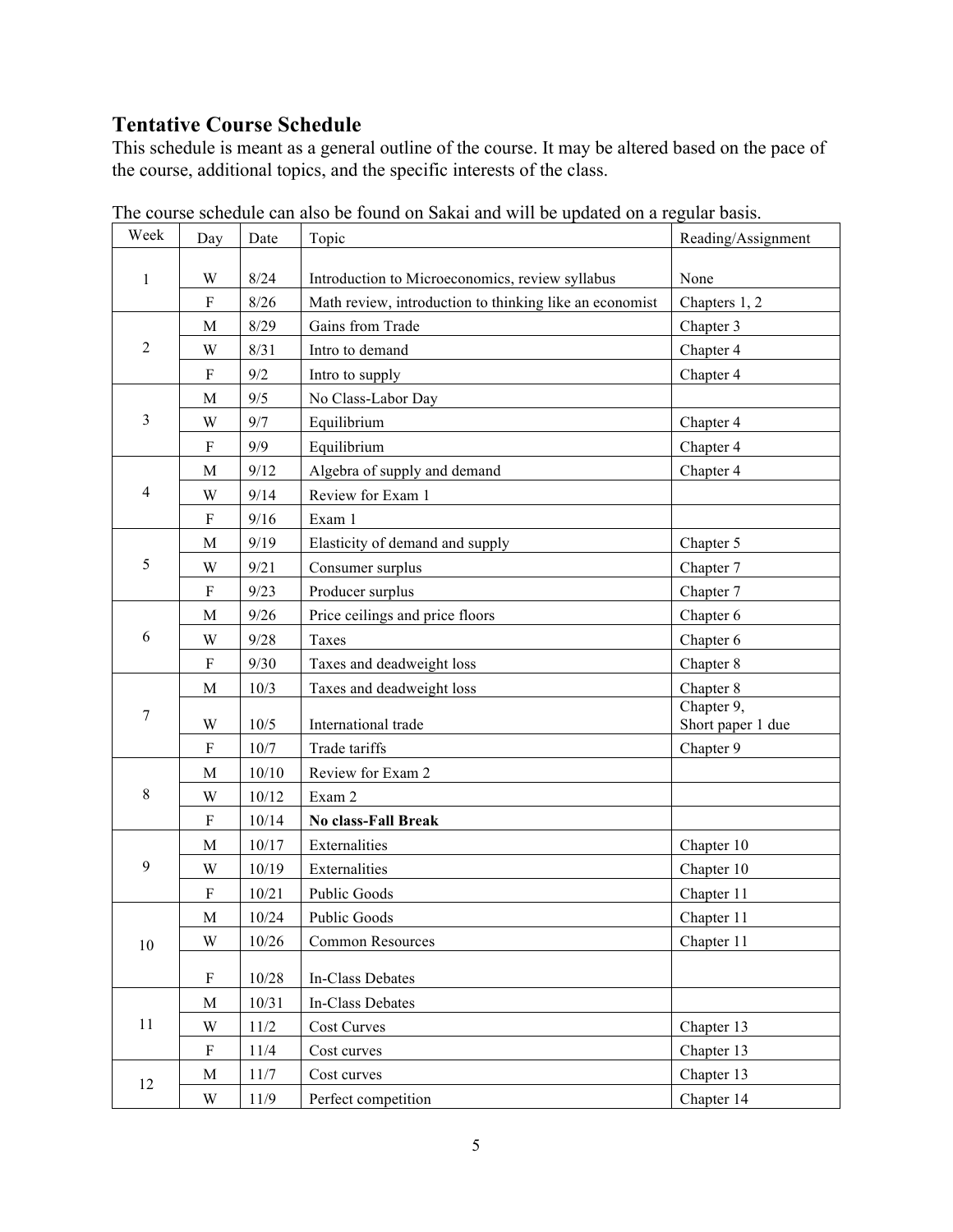## Tentative Course Schedule

This schedule is meant as a general outline of the course. It may be altered based on the pace of the course, additional topics, and the specific interests of the class.

The course schedule can also be found on Sakai and will be updated on a regular basis.

| Week | Day | Date | Topic | Reading/Assignment |
|---|---|---|---|---|
| 1 | W | 8/24 | Introduction to Microeconomics, review syllabus | None |
| | F | 8/26 | Math review, introduction to thinking like an economist | Chapters 1, 2 |
| 2 | M | 8/29 | Gains from Trade | Chapter 3 |
| | W | 8/31 | Intro to demand | Chapter 4 |
| | F | 9/2 | Intro to supply | Chapter 4 |
| 3 | M | 9/5 | No Class-Labor Day | |
| | W | 9/7 | Equilibrium | Chapter 4 |
| | F | 9/9 | Equilibrium | Chapter 4 |
| 4 | M | 9/12 | Algebra of supply and demand | Chapter 4 |
| | W | 9/14 | Review for Exam 1 | |
| | F | 9/16 | Exam 1 | |
| 5 | M | 9/19 | Elasticity of demand and supply | Chapter 5 |
| | W | 9/21 | Consumer surplus | Chapter 7 |
| | F | 9/23 | Producer surplus | Chapter 7 |
| 6 | M | 9/26 | Price ceilings and price floors | Chapter 6 |
| | W | 9/28 | Taxes | Chapter 6 |
| | F | 9/30 | Taxes and deadweight loss | Chapter 8 |
| 7 | M | 10/3 | Taxes and deadweight loss | Chapter 8 |
| | W | 10/5 | International trade | Chapter 9, Short paper 1 due |
| | F | 10/7 | Trade tariffs | Chapter 9 |
| 8 | M | 10/10 | Review for Exam 2 | |
| | W | 10/12 | Exam 2 | |
| | F | 10/14 | **No class-Fall Break** | |
| 9 | M | 10/17 | Externalities | Chapter 10 |
| | W | 10/19 | Externalities | Chapter 10 |
| | F | 10/21 | Public Goods | Chapter 11 |
| 10 | M | 10/24 | Public Goods | Chapter 11 |
| | W | 10/26 | Common Resources | Chapter 11 |
| | F | 10/28 | In-Class Debates | |
| 11 | M | 10/31 | In-Class Debates | |
| | W | 11/2 | Cost Curves | Chapter 13 |
| | F | 11/4 | Cost curves | Chapter 13 |
| 12 | M | 11/7 | Cost curves | Chapter 13 |
| | W | 11/9 | Perfect competition | Chapter 14 |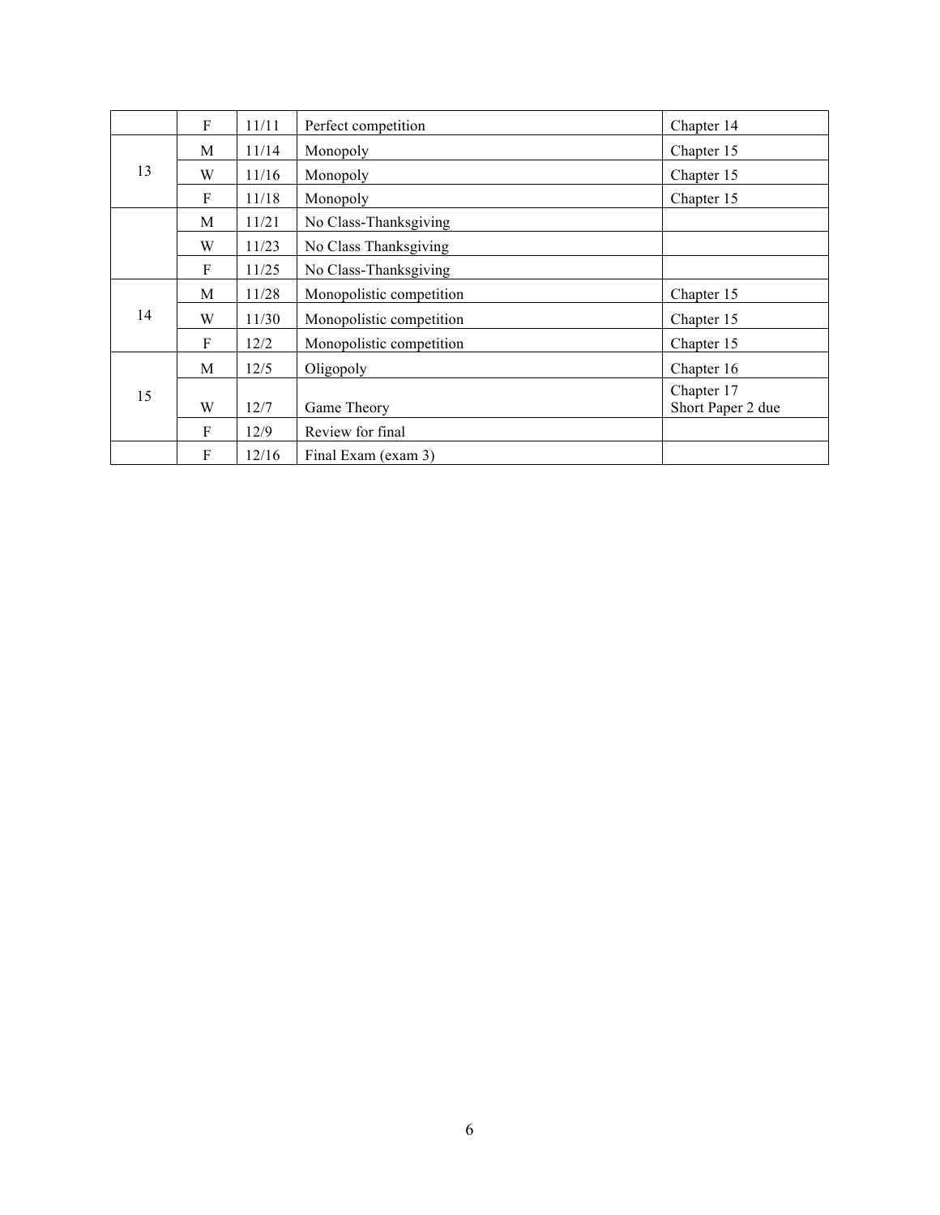| | | | | |
|---|---|---|---|---|
| | F | 11/11 | Perfect competition | Chapter 14 |
| 13 | M | 11/14 | Monopoly | Chapter 15 |
| | W | 11/16 | Monopoly | Chapter 15 |
| | F | 11/18 | Monopoly | Chapter 15 |
| | M | 11/21 | No Class-Thanksgiving | |
| | W | 11/23 | No Class Thanksgiving | |
| | F | 11/25 | No Class-Thanksgiving | |
| 14 | M | 11/28 | Monopolistic competition | Chapter 15 |
| | W | 11/30 | Monopolistic competition | Chapter 15 |
| | F | 12/2 | Monopolistic competition | Chapter 15 |
| 15 | M | 12/5 | Oligopoly | Chapter 16 |
| | W | 12/7 | Game Theory | Chapter 17<br>Short Paper 2 due |
| | F | 12/9 | Review for final | |
| | F | 12/16 | Final Exam (exam 3) | |